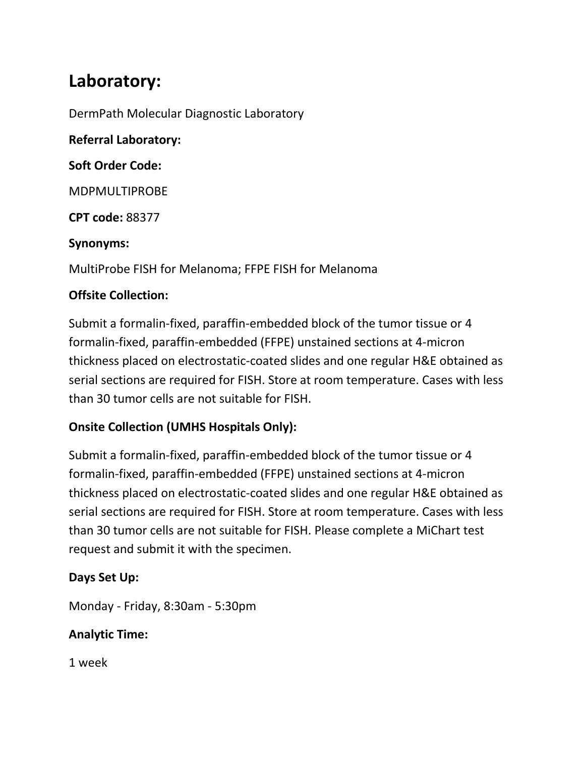## Laboratory:

DermPath Molecular Diagnostic Laboratory

**Referral Laboratory:**

**Soft Order Code:**

MDPMULTIPROBE

**CPT code:** 88377

**Synonyms:**

MultiProbe FISH for Melanoma; FFPE FISH for Melanoma

**Offsite Collection:**

Submit a formalin-fixed, paraffin-embedded block of the tumor tissue or 4 formalin-fixed, paraffin-embedded (FFPE) unstained sections at 4-micron thickness placed on electrostatic-coated slides and one regular H&E obtained as serial sections are required for FISH. Store at room temperature. Cases with less than 30 tumor cells are not suitable for FISH.

**Onsite Collection (UMHS Hospitals Only):**

Submit a formalin-fixed, paraffin-embedded block of the tumor tissue or 4 formalin-fixed, paraffin-embedded (FFPE) unstained sections at 4-micron thickness placed on electrostatic-coated slides and one regular H&E obtained as serial sections are required for FISH. Store at room temperature. Cases with less than 30 tumor cells are not suitable for FISH. Please complete a MiChart test request and submit it with the specimen.

**Days Set Up:**

Monday - Friday, 8:30am - 5:30pm

**Analytic Time:**

1 week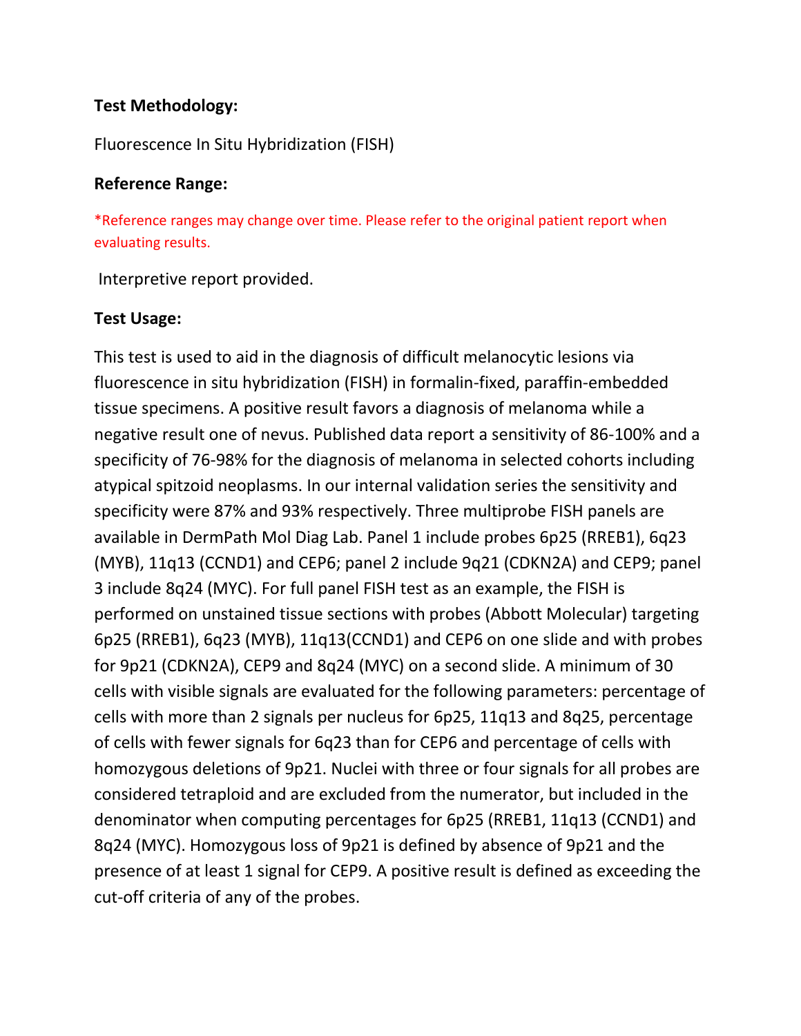**Test Methodology:**

Fluorescence In Situ Hybridization (FISH)

**Reference Range:**

*Reference ranges may change over time. Please refer to the original patient report when evaluating results.

Interpretive report provided.

**Test Usage:**

This test is used to aid in the diagnosis of difficult melanocytic lesions via fluorescence in situ hybridization (FISH) in formalin-fixed, paraffin-embedded tissue specimens. A positive result favors a diagnosis of melanoma while a negative result one of nevus. Published data report a sensitivity of 86-100% and a specificity of 76-98% for the diagnosis of melanoma in selected cohorts including atypical spitzoid neoplasms. In our internal validation series the sensitivity and specificity were 87% and 93% respectively. Three multiprobe FISH panels are available in DermPath Mol Diag Lab. Panel 1 include probes 6p25 (RREB1), 6q23 (MYB), 11q13 (CCND1) and CEP6; panel 2 include 9q21 (CDKN2A) and CEP9; panel 3 include 8q24 (MYC). For full panel FISH test as an example, the FISH is performed on unstained tissue sections with probes (Abbott Molecular) targeting 6p25 (RREB1), 6q23 (MYB), 11q13(CCND1) and CEP6 on one slide and with probes for 9p21 (CDKN2A), CEP9 and 8q24 (MYC) on a second slide. A minimum of 30 cells with visible signals are evaluated for the following parameters: percentage of cells with more than 2 signals per nucleus for 6p25, 11q13 and 8q25, percentage of cells with fewer signals for 6q23 than for CEP6 and percentage of cells with homozygous deletions of 9p21. Nuclei with three or four signals for all probes are considered tetraploid and are excluded from the numerator, but included in the denominator when computing percentages for 6p25 (RREB1, 11q13 (CCND1) and 8q24 (MYC). Homozygous loss of 9p21 is defined by absence of 9p21 and the presence of at least 1 signal for CEP9. A positive result is defined as exceeding the cut-off criteria of any of the probes.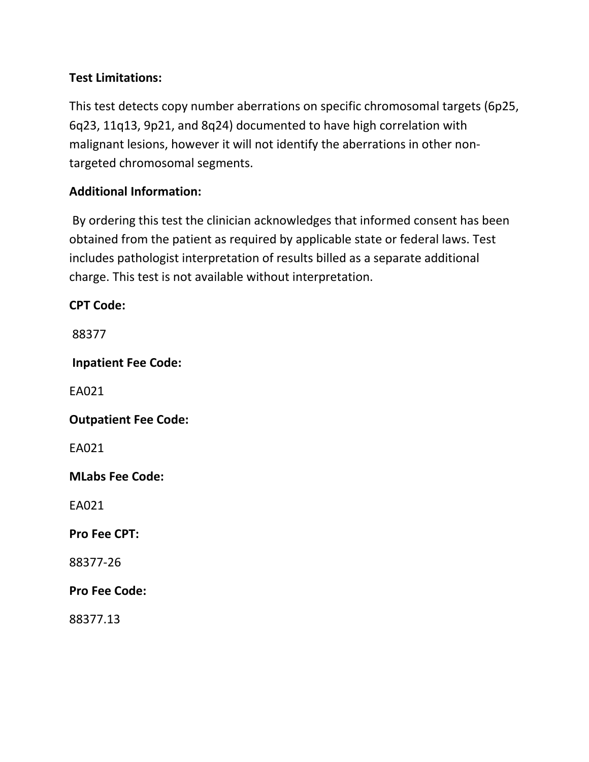**Test Limitations:**

This test detects copy number aberrations on specific chromosomal targets (6p25, 6q23, 11q13, 9p21, and 8q24) documented to have high correlation with malignant lesions, however it will not identify the aberrations in other non-targeted chromosomal segments.

**Additional Information:**

By ordering this test the clinician acknowledges that informed consent has been obtained from the patient as required by applicable state or federal laws. Test includes pathologist interpretation of results billed as a separate additional charge. This test is not available without interpretation.

**CPT Code:**

88377

**Inpatient Fee Code:**

EA021

**Outpatient Fee Code:**

EA021

**MLabs Fee Code:**

EA021

**Pro Fee CPT:**

88377-26

**Pro Fee Code:**

88377.13